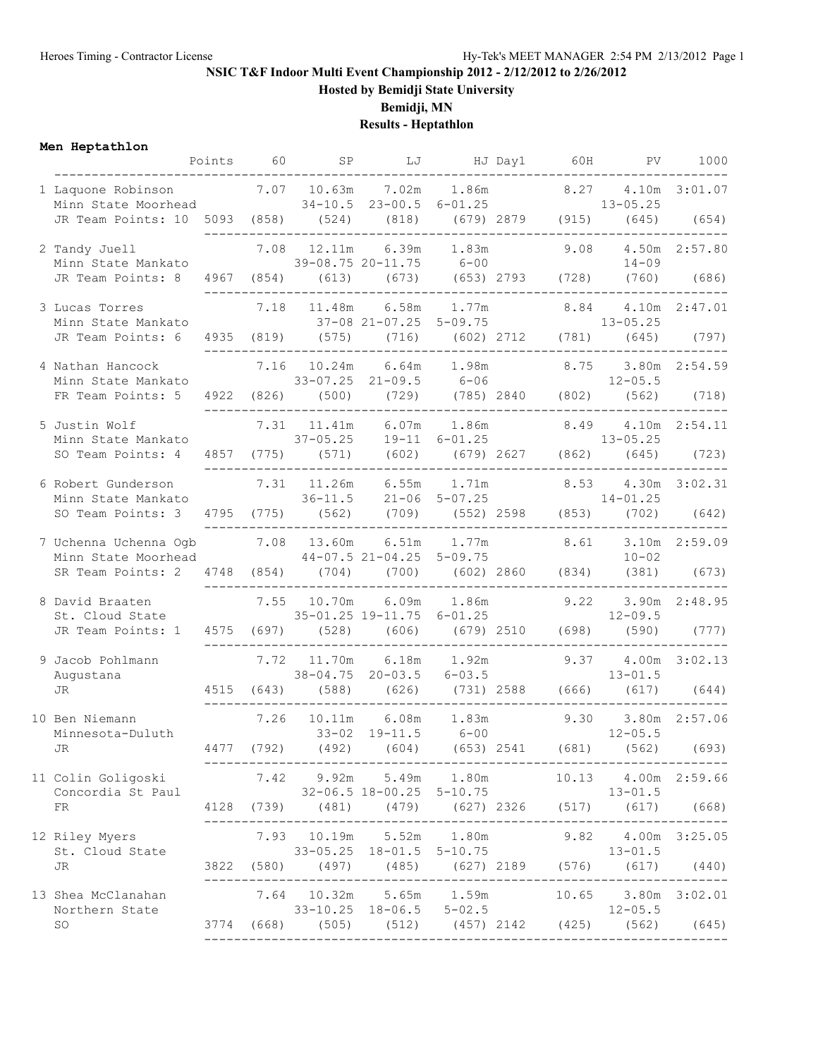# NSIC T&F Indoor Multi Event Championship 2012 - 2/12/2012 to 2/26/2012

## Hosted by Bemidji State University

## Bemidji, MN

## Results - Heptathlon

### Men Heptathlon

| Place | Name | School | Year | Team Points | Points | 60 | SP | LJ | HJ | Day1 | 60H | PV | 1000 |
|---|---|---|---|---|---|---|---|---|---|---|---|---|---|
| 1 | Laquone Robinson | Minn State Moorhead | JR | 10 | 5093 | 7.07 (858) | 10.63m 34-10.5 (524) | 7.02m 23-00.5 (818) | 1.86m 6-01.25 (679) | 2879 | 8.27 (915) | 4.10m 13-05.25 (645) | 3:01.07 (654) |
| 2 | Tandy Juell | Minn State Mankato | JR | 8 | 4967 | 7.08 (854) | 12.11m 39-08.75 (613) | 6.39m 20-11.75 (673) | 1.83m 6-00 (653) | 2793 | 9.08 (728) | 4.50m 14-09 (760) | 2:57.80 (686) |
| 3 | Lucas Torres | Minn State Mankato | JR | 6 | 4935 | 7.18 (819) | 11.48m 37-08 (575) | 6.58m 21-07.25 (716) | 1.77m 5-09.75 (602) | 2712 | 8.84 (781) | 4.10m 13-05.25 (645) | 2:47.01 (797) |
| 4 | Nathan Hancock | Minn State Mankato | FR | 5 | 4922 | 7.16 (826) | 10.24m 33-07.25 (500) | 6.64m 21-09.5 (729) | 1.98m 6-06 (785) | 2840 | 8.75 (802) | 3.80m 12-05.5 (562) | 2:54.59 (718) |
| 5 | Justin Wolf | Minn State Mankato | SO | 4 | 4857 | 7.31 (775) | 11.41m 37-05.25 (571) | 6.07m 19-11 (602) | 1.86m 6-01.25 (679) | 2627 | 8.49 (862) | 4.10m 13-05.25 (645) | 2:54.11 (723) |
| 6 | Robert Gunderson | Minn State Mankato | SO | 3 | 4795 | 7.31 (775) | 11.26m 36-11.5 (562) | 6.55m 21-06 (709) | 1.71m 5-07.25 (552) | 2598 | 8.53 (853) | 4.30m 14-01.25 (702) | 3:02.31 (642) |
| 7 | Uchenna Uchenna Ogb | Minn State Moorhead | SR | 2 | 4748 | 7.08 (854) | 13.60m 44-07.5 (704) | 6.51m 21-04.25 (700) | 1.77m 5-09.75 (602) | 2860 | 8.61 (834) | 3.10m 10-02 (381) | 2:59.09 (673) |
| 8 | David Braaten | St. Cloud State | JR | 1 | 4575 | 7.55 (697) | 10.70m 35-01.25 (528) | 6.09m 19-11.75 (606) | 1.86m 6-01.25 (679) | 2510 | 9.22 (698) | 3.90m 12-09.5 (590) | 2:48.95 (777) |
| 9 | Jacob Pohlmann | Augustana | JR | | 4515 | 7.72 (643) | 11.70m 38-04.75 (588) | 6.18m 20-03.5 (626) | 1.92m 6-03.5 (731) | 2588 | 9.37 (666) | 4.00m 13-01.5 (617) | 3:02.13 (644) |
| 10 | Ben Niemann | Minnesota-Duluth | JR | | 4477 | 7.26 (792) | 10.11m 33-02 (492) | 6.08m 19-11.5 (604) | 1.83m 6-00 (653) | 2541 | 9.30 (681) | 3.80m 12-05.5 (562) | 2:57.06 (693) |
| 11 | Colin Goligoski | Concordia St Paul | FR | | 4128 | 7.42 (739) | 9.92m 32-06.5 (481) | 5.49m 18-00.25 (479) | 1.80m 5-10.75 (627) | 2326 | 10.13 (517) | 4.00m 13-01.5 (617) | 2:59.66 (668) |
| 12 | Riley Myers | St. Cloud State | JR | | 3822 | 7.93 (580) | 10.19m 33-05.25 (497) | 5.52m 18-01.5 (485) | 1.80m 5-10.75 (627) | 2189 | 9.82 (576) | 4.00m 13-01.5 (617) | 3:25.05 (440) |
| 13 | Shea McClanahan | Northern State | SO | | 3774 | 7.64 (668) | 10.32m 33-10.25 (505) | 5.65m 18-06.5 (512) | 1.59m 5-02.5 (457) | 2142 | 10.65 (425) | 3.80m 12-05.5 (562) | 3:02.01 (645) |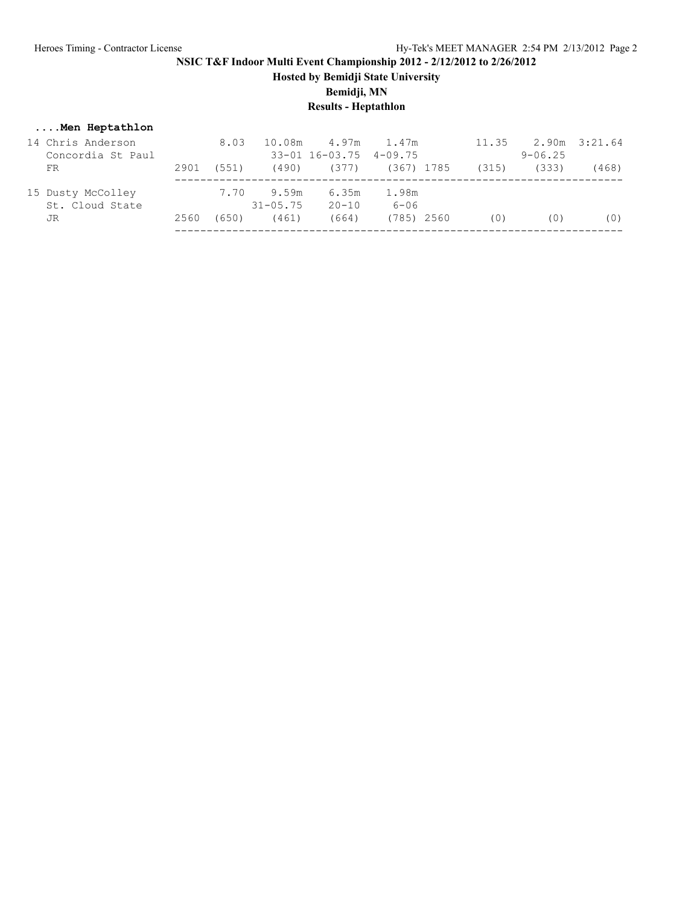NSIC T&F Indoor Multi Event Championship 2012 - 2/12/2012 to 2/26/2012

Hosted by Bemidji State University

Bemidji, MN

Results - Heptathlon

**....Men Heptathlon**

```
14 Chris Anderson              8.03   10.08m    4.97m    1.47m           11.35     2.90m  3:21.64
   Concordia St Paul                    33-01 16-03.75  4-09.75                   9-06.25
   FR                  2901   (551)   (490)    (377)    (367) 1785     (315)     (333)    (468)
-----------------------------------------------------------------------------------------------
15 Dusty McColley              7.70    9.59m    6.35m    1.98m
   St. Cloud State                  31-05.75   20-10     6-06
   JR                  2560   (650)   (461)    (664)    (785) 2560       (0)       (0)      (0)
-----------------------------------------------------------------------------------------------
```